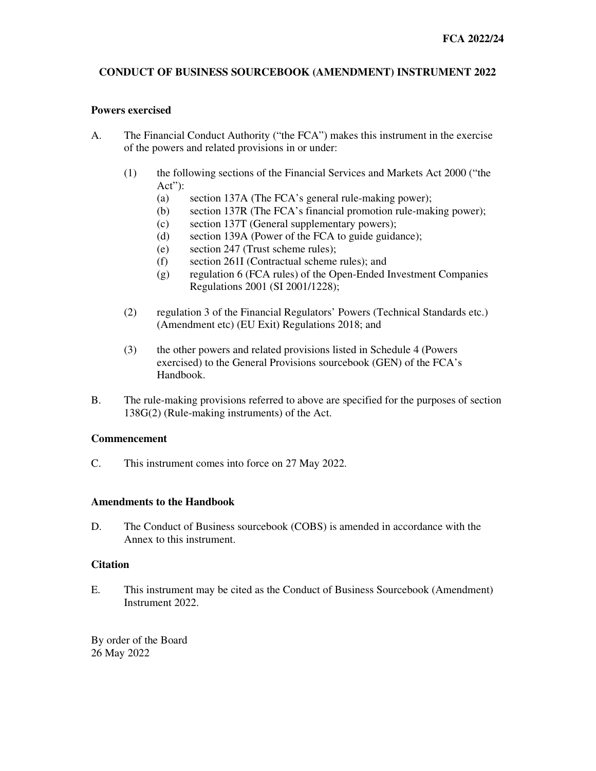FCA 2022/24

# CONDUCT OF BUSINESS SOURCEBOOK (AMENDMENT) INSTRUMENT 2022

## Powers exercised

A. The Financial Conduct Authority ("the FCA") makes this instrument in the exercise of the powers and related provisions in or under:

   (1) the following sections of the Financial Services and Markets Act 2000 ("the Act"):
      (a) section 137A (The FCA's general rule-making power);
      (b) section 137R (The FCA's financial promotion rule-making power);
      (c) section 137T (General supplementary powers);
      (d) section 139A (Power of the FCA to guide guidance);
      (e) section 247 (Trust scheme rules);
      (f) section 261I (Contractual scheme rules); and
      (g) regulation 6 (FCA rules) of the Open-Ended Investment Companies Regulations 2001 (SI 2001/1228);

   (2) regulation 3 of the Financial Regulators' Powers (Technical Standards etc.) (Amendment etc) (EU Exit) Regulations 2018; and

   (3) the other powers and related provisions listed in Schedule 4 (Powers exercised) to the General Provisions sourcebook (GEN) of the FCA's Handbook.

B. The rule-making provisions referred to above are specified for the purposes of section 138G(2) (Rule-making instruments) of the Act.

## Commencement

C. This instrument comes into force on 27 May 2022.

## Amendments to the Handbook

D. The Conduct of Business sourcebook (COBS) is amended in accordance with the Annex to this instrument.

## Citation

E. This instrument may be cited as the Conduct of Business Sourcebook (Amendment) Instrument 2022.

By order of the Board
26 May 2022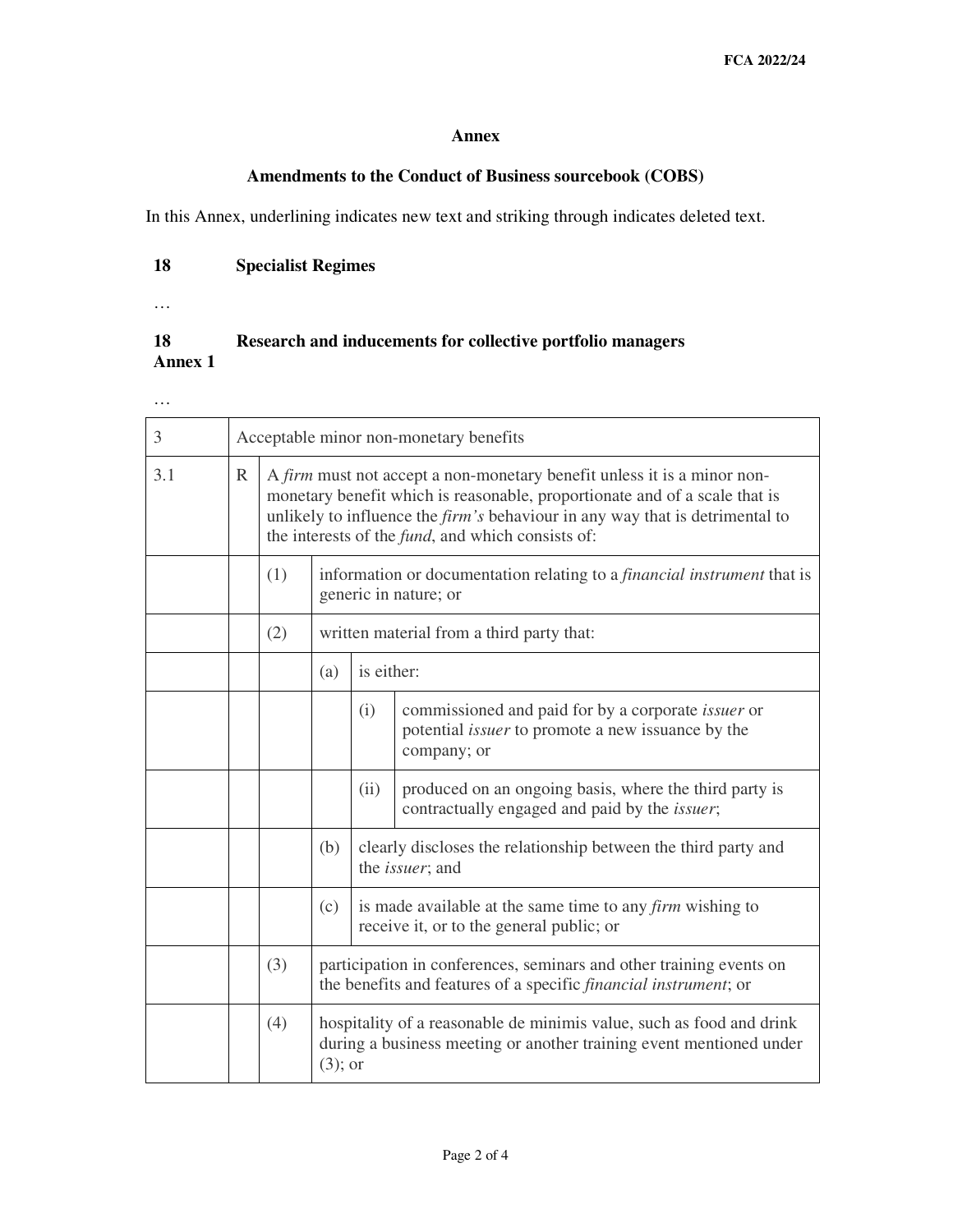**Annex**

**Amendments to the Conduct of Business sourcebook (COBS)**

In this Annex, underlining indicates new text and striking through indicates deleted text.

**18 Specialist Regimes**

…

**18 Annex 1 Research and inducements for collective portfolio managers**

…

| | | | | | |
|---|---|---|---|---|---|
| 3 | Acceptable minor non-monetary benefits | | | | |
| 3.1 | R | A *firm* must not accept a non-monetary benefit unless it is a minor non-monetary benefit which is reasonable, proportionate and of a scale that is unlikely to influence the *firm's* behaviour in any way that is detrimental to the interests of the *fund*, and which consists of: | | | |
| | | (1) | information or documentation relating to a *financial instrument* that is generic in nature; or | | |
| | | (2) | written material from a third party that: | | |
| | | | (a) | is either: | |
| | | | | (i) | commissioned and paid for by a corporate *issuer* or potential *issuer* to promote a new issuance by the company; or |
| | | | | (ii) | produced on an ongoing basis, where the third party is contractually engaged and paid by the *issuer*; |
| | | | (b) | clearly discloses the relationship between the third party and the *issuer*; and | |
| | | | (c) | is made available at the same time to any *firm* wishing to receive it, or to the general public; or | |
| | | (3) | participation in conferences, seminars and other training events on the benefits and features of a specific *financial instrument*; or | | |
| | | (4) | hospitality of a reasonable de minimis value, such as food and drink during a business meeting or another training event mentioned under (3); or | | |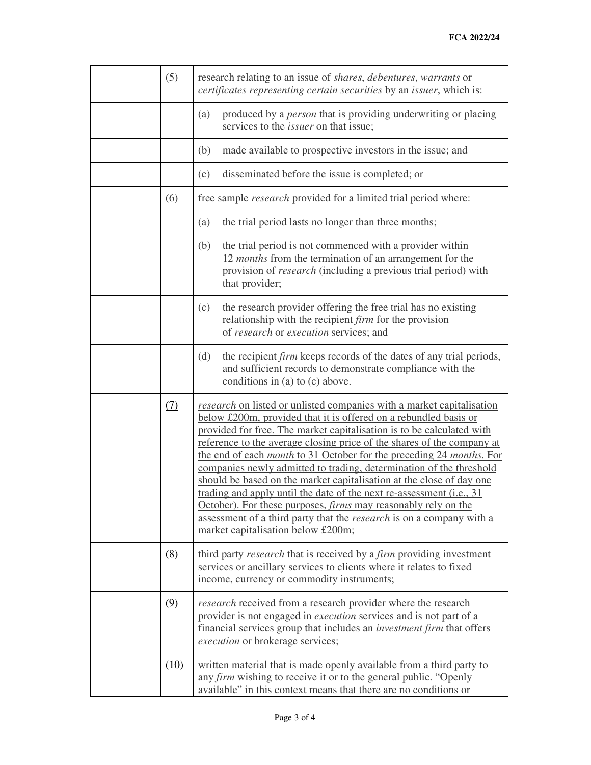| | | | | |
|---|---|---|---|---|
| | | (5) | research relating to an issue of *shares*, *debentures*, *warrants* or *certificates representing certain securities* by an *issuer*, which is: | |
| | | | (a) | produced by a *person* that is providing underwriting or placing services to the *issuer* on that issue; |
| | | | (b) | made available to prospective investors in the issue; and |
| | | | (c) | disseminated before the issue is completed; or |
| | | (6) | free sample *research* provided for a limited trial period where: | |
| | | | (a) | the trial period lasts no longer than three months; |
| | | | (b) | the trial period is not commenced with a provider within 12 *months* from the termination of an arrangement for the provision of *research* (including a previous trial period) with that provider; |
| | | | (c) | the research provider offering the free trial has no existing relationship with the recipient *firm* for the provision of *research* or *execution* services; and |
| | | | (d) | the recipient *firm* keeps records of the dates of any trial periods, and sufficient records to demonstrate compliance with the conditions in (a) to (c) above. |
| | | (7) | *research* on listed or unlisted companies with a market capitalisation below £200m, provided that it is offered on a rebundled basis or provided for free. The market capitalisation is to be calculated with reference to the average closing price of the shares of the company at the end of each *month* to 31 October for the preceding 24 *months*. For companies newly admitted to trading, determination of the threshold should be based on the market capitalisation at the close of day one trading and apply until the date of the next re-assessment (i.e., 31 October). For these purposes, *firms* may reasonably rely on the assessment of a third party that the *research* is on a company with a market capitalisation below £200m; | |
| | | (8) | third party *research* that is received by a *firm* providing investment services or ancillary services to clients where it relates to fixed income, currency or commodity instruments; | |
| | | (9) | *research* received from a research provider where the research provider is not engaged in *execution* services and is not part of a financial services group that includes an *investment firm* that offers *execution* or brokerage services; | |
| | | (10) | written material that is made openly available from a third party to any *firm* wishing to receive it or to the general public. "Openly available" in this context means that there are no conditions or | |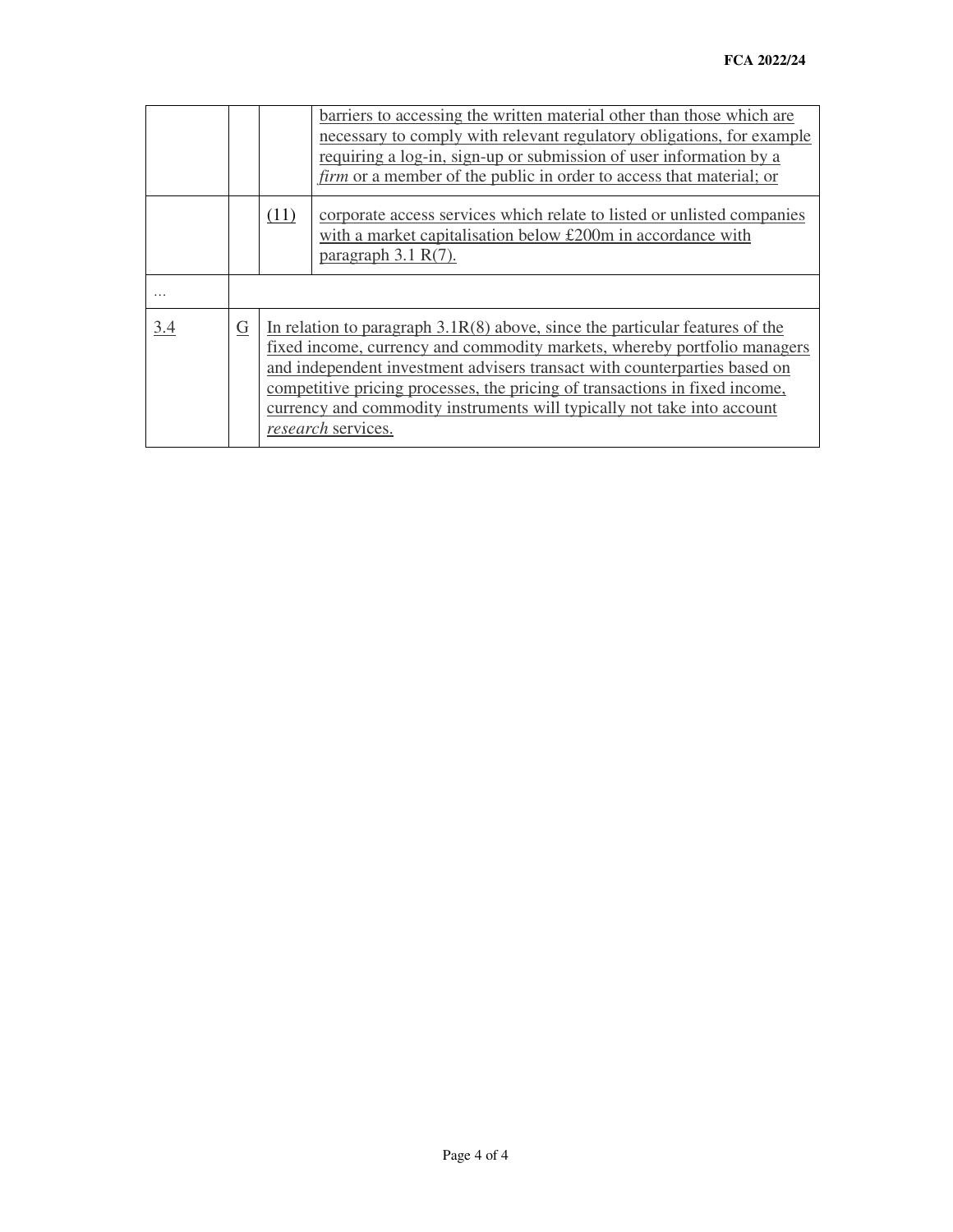| | | | |
|---|---|---|---|
| | | | barriers to accessing the written material other than those which are necessary to comply with relevant regulatory obligations, for example requiring a log-in, sign-up or submission of user information by a *firm* or a member of the public in order to access that material; or |
| | | (11) | corporate access services which relate to listed or unlisted companies with a market capitalisation below £200m in accordance with paragraph 3.1 R(7). |
| … | | | |
| 3.4 | G | In relation to paragraph 3.1R(8) above, since the particular features of the fixed income, currency and commodity markets, whereby portfolio managers and independent investment advisers transact with counterparties based on competitive pricing processes, the pricing of transactions in fixed income, currency and commodity instruments will typically not take into account *research* services. | |